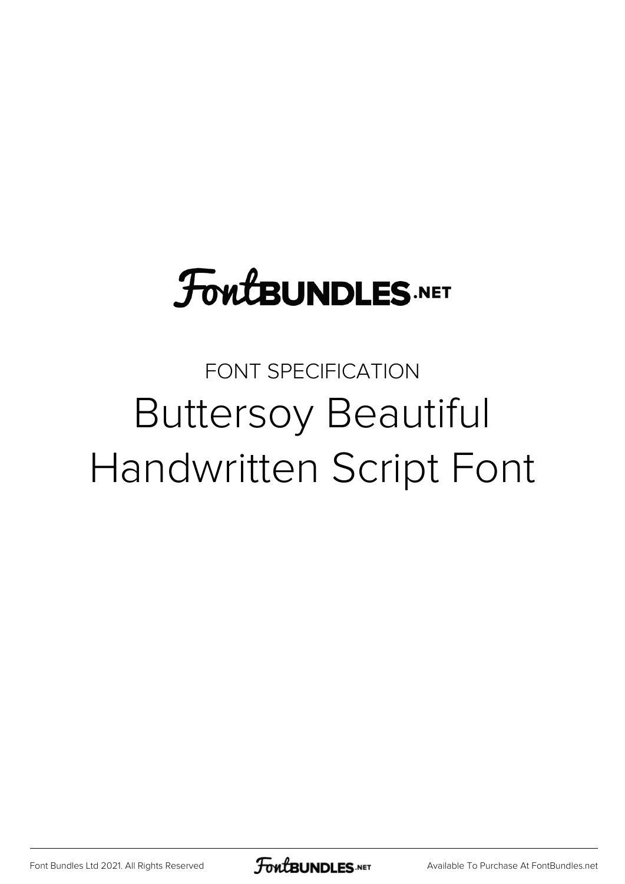FontBUNDLES.NET

FONT SPECIFICATION

# Buttersoy Beautiful Handwritten Script Font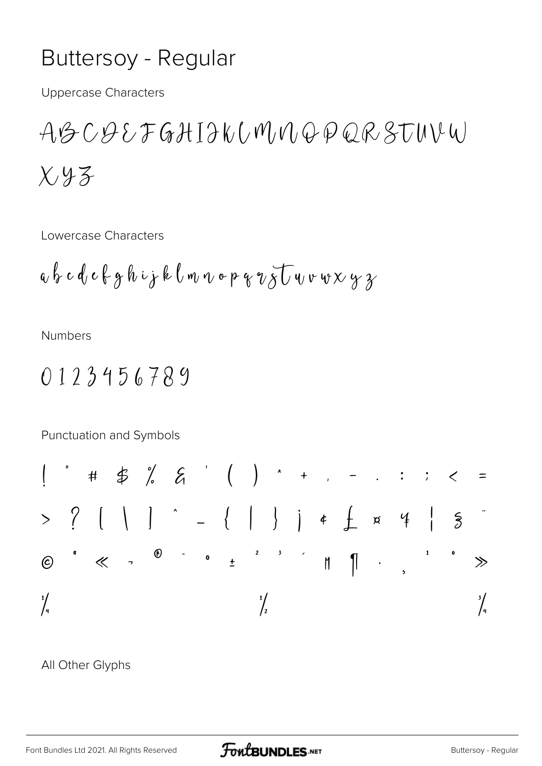# Buttersoy - Regular

Uppercase Characters

A B C D E F G H I J K L M N O P Q R S T U V W X Y Z

Lowercase Characters

a b c d e f g h i j k l m n o p q r s t u v w x y z

Numbers

0 1 2 3 4 5 6 7 8 9

Punctuation and Symbols

! " # $ % & ' ( ) * + , - . : ; < = > ? [ \ ] ^ _ { | } ¡ ¢ £ ¤ ¥ ¦ § ¨ © ª « ¬ ® ¯ ° ± ² ³ ´ µ ¶ · ¸ ¹ º » ¼ ½ ¾

All Other Glyphs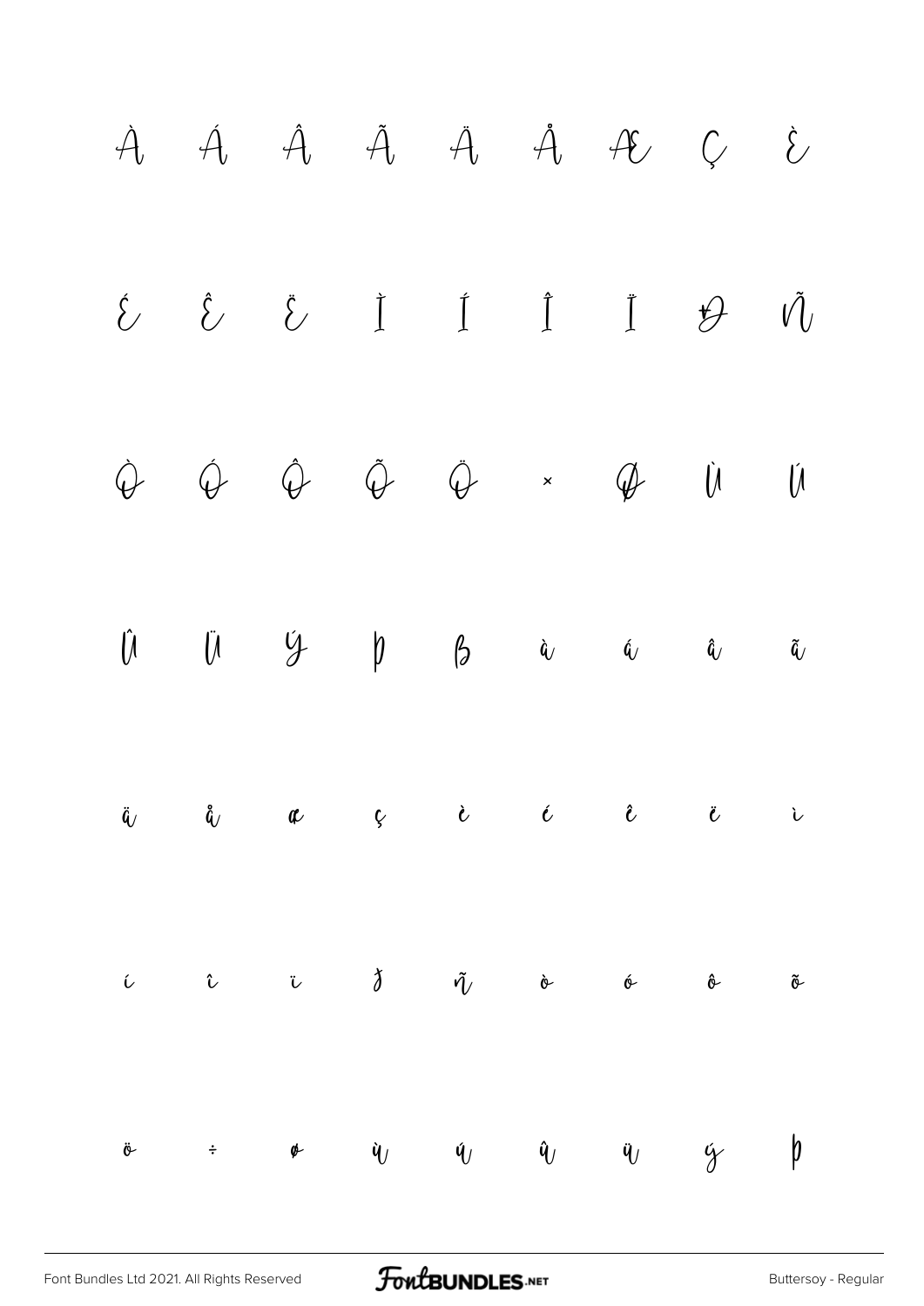À Á Â Ã Ä Å Æ Ç È

É Ê Ë Ì Í Î Ï Ð Ñ

Ò Ó Ô Õ Ö × Ø Ù Ú

Û Ü Ý Þ ß à á â ã

ä å æ ç è é ê ë ì

í î ï ð ñ ò ó ô õ

ö ÷ ø ù ú û ü ý þ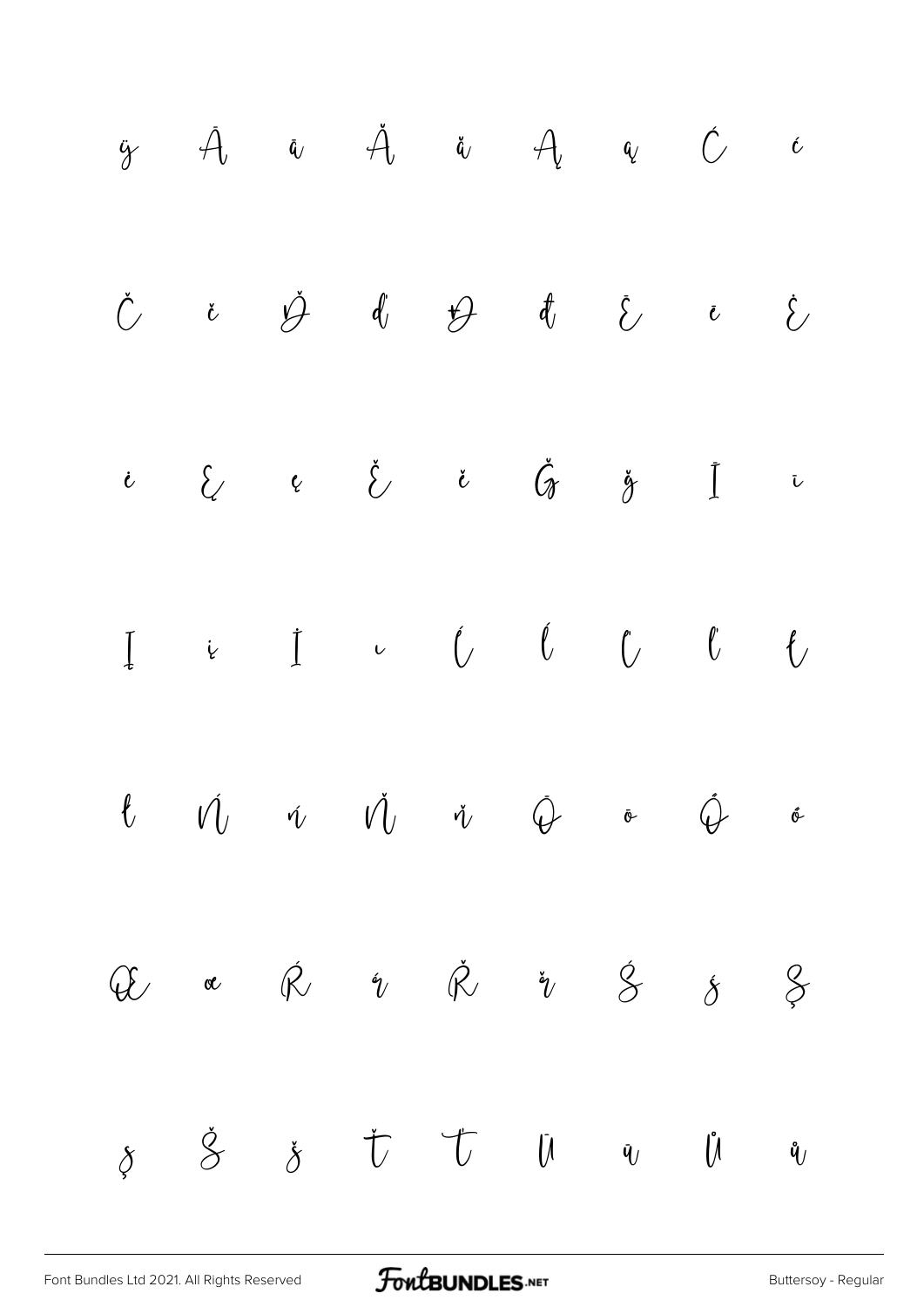ÿ Ā ā Ă ă Ą ą Ć ć

Č č Ď ď Đ đ Ē ē Ė

ė Ę ę Ě ě Ğ ğ Ī ī

Į į İ ı Ĺ ĺ Ľ ľ Ł

ł Ń ń Ň ň Ō ō Ő ő

Œ œ Ŕ ŕ Ř ř Ś ś Ş

ş Š š Ť Ţ Ū ū Ů ů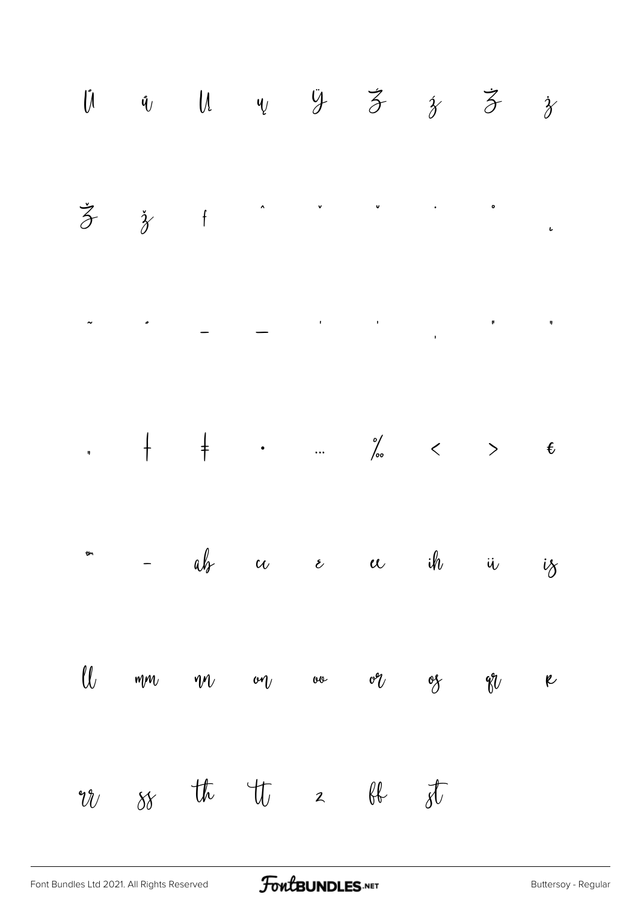Ű ű Ų ų Ÿ Ź ź Ż ż

Ž ž ƒ ˆ ˇ ˘ ˙ ˚ ˛

˜ ˝ – — ' ' ‚ " "

„ † ‡ • … ‰ ‹ › €

™ - ab ce e ee ih ii is

ll mm nn on oo or os qr r

rr ss th tt z ff st